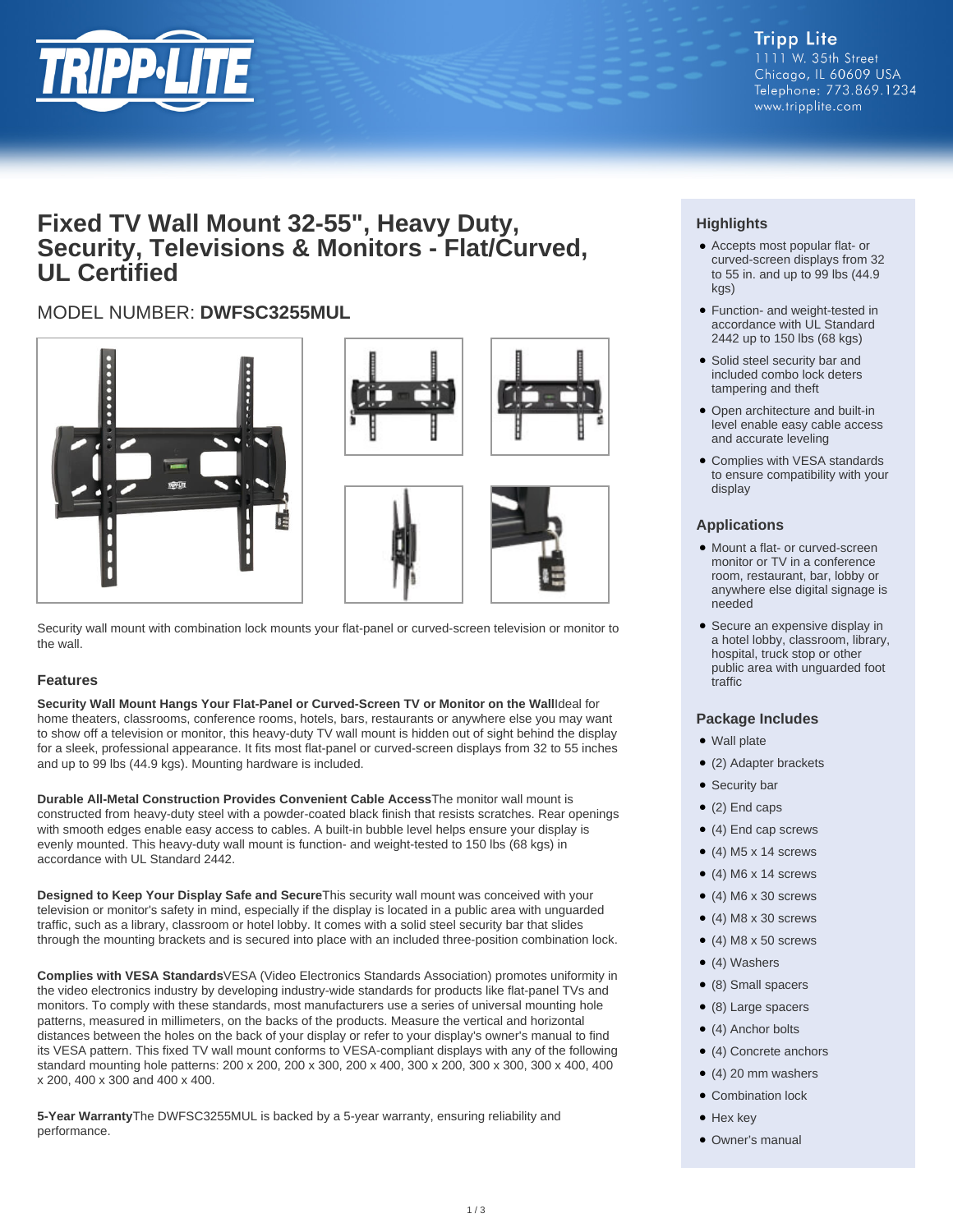Tripp Lite
1111 W. 35th Street
Chicago, IL 60609 USA
Telephone: 773.869.1234
www.tripplite.com

# Fixed TV Wall Mount 32-55", Heavy Duty, Security, Televisions & Monitors - Flat/Curved, UL Certified

## MODEL NUMBER: **DWFSC3255MUL**

Security wall mount with combination lock mounts your flat-panel or curved-screen television or monitor to the wall.

### Features

**Security Wall Mount Hangs Your Flat-Panel or Curved-Screen TV or Monitor on the Wall**Ideal for home theaters, classrooms, conference rooms, hotels, bars, restaurants or anywhere else you may want to show off a television or monitor, this heavy-duty TV wall mount is hidden out of sight behind the display for a sleek, professional appearance. It fits most flat-panel or curved-screen displays from 32 to 55 inches and up to 99 lbs (44.9 kgs). Mounting hardware is included.

**Durable All-Metal Construction Provides Convenient Cable Access**The monitor wall mount is constructed from heavy-duty steel with a powder-coated black finish that resists scratches. Rear openings with smooth edges enable easy access to cables. A built-in bubble level helps ensure your display is evenly mounted. This heavy-duty wall mount is function- and weight-tested to 150 lbs (68 kgs) in accordance with UL Standard 2442.

**Designed to Keep Your Display Safe and Secure**This security wall mount was conceived with your television or monitor's safety in mind, especially if the display is located in a public area with unguarded traffic, such as a library, classroom or hotel lobby. It comes with a solid steel security bar that slides through the mounting brackets and is secured into place with an included three-position combination lock.

**Complies with VESA Standards**VESA (Video Electronics Standards Association) promotes uniformity in the video electronics industry by developing industry-wide standards for products like flat-panel TVs and monitors. To comply with these standards, most manufacturers use a series of universal mounting hole patterns, measured in millimeters, on the backs of the products. Measure the vertical and horizontal distances between the holes on the back of your display or refer to your display's owner's manual to find its VESA pattern. This fixed TV wall mount conforms to VESA-compliant displays with any of the following standard mounting hole patterns: 200 x 200, 200 x 300, 200 x 400, 300 x 200, 300 x 300, 300 x 400, 400 x 200, 400 x 300 and 400 x 400.

**5-Year Warranty**The DWFSC3255MUL is backed by a 5-year warranty, ensuring reliability and performance.

### Highlights

- Accepts most popular flat- or curved-screen displays from 32 to 55 in. and up to 99 lbs (44.9 kgs)
- Function- and weight-tested in accordance with UL Standard 2442 up to 150 lbs (68 kgs)
- Solid steel security bar and included combo lock deters tampering and theft
- Open architecture and built-in level enable easy cable access and accurate leveling
- Complies with VESA standards to ensure compatibility with your display

### Applications

- Mount a flat- or curved-screen monitor or TV in a conference room, restaurant, bar, lobby or anywhere else digital signage is needed
- Secure an expensive display in a hotel lobby, classroom, library, hospital, truck stop or other public area with unguarded foot traffic

### Package Includes

- Wall plate
- (2) Adapter brackets
- Security bar
- (2) End caps
- (4) End cap screws
- (4) M5 x 14 screws
- (4) M6 x 14 screws
- (4) M6 x 30 screws
- (4) M8 x 30 screws
- (4) M8 x 50 screws
- (4) Washers
- (8) Small spacers
- (8) Large spacers
- (4) Anchor bolts
- (4) Concrete anchors
- (4) 20 mm washers
- Combination lock
- Hex key
- Owner's manual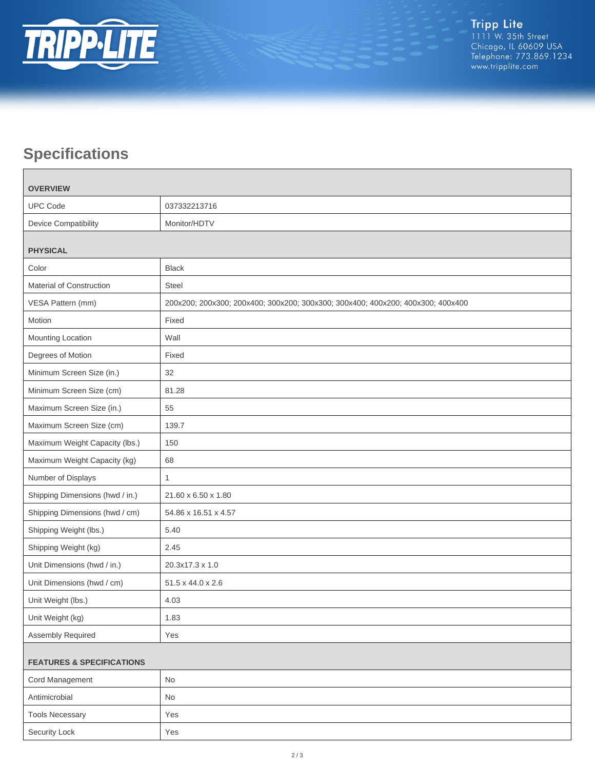## Specifications

| OVERVIEW | |
|---|---|
| UPC Code | 037332213716 |
| Device Compatibility | Monitor/HDTV |
| **PHYSICAL** | |
| Color | Black |
| Material of Construction | Steel |
| VESA Pattern (mm) | 200x200; 200x300; 200x400; 300x200; 300x300; 300x400; 400x200; 400x300; 400x400 |
| Motion | Fixed |
| Mounting Location | Wall |
| Degrees of Motion | Fixed |
| Minimum Screen Size (in.) | 32 |
| Minimum Screen Size (cm) | 81.28 |
| Maximum Screen Size (in.) | 55 |
| Maximum Screen Size (cm) | 139.7 |
| Maximum Weight Capacity (lbs.) | 150 |
| Maximum Weight Capacity (kg) | 68 |
| Number of Displays | 1 |
| Shipping Dimensions (hwd / in.) | 21.60 x 6.50 x 1.80 |
| Shipping Dimensions (hwd / cm) | 54.86 x 16.51 x 4.57 |
| Shipping Weight (lbs.) | 5.40 |
| Shipping Weight (kg) | 2.45 |
| Unit Dimensions (hwd / in.) | 20.3x17.3 x 1.0 |
| Unit Dimensions (hwd / cm) | 51.5 x 44.0 x 2.6 |
| Unit Weight (lbs.) | 4.03 |
| Unit Weight (kg) | 1.83 |
| Assembly Required | Yes |
| **FEATURES & SPECIFICATIONS** | |
| Cord Management | No |
| Antimicrobial | No |
| Tools Necessary | Yes |
| Security Lock | Yes |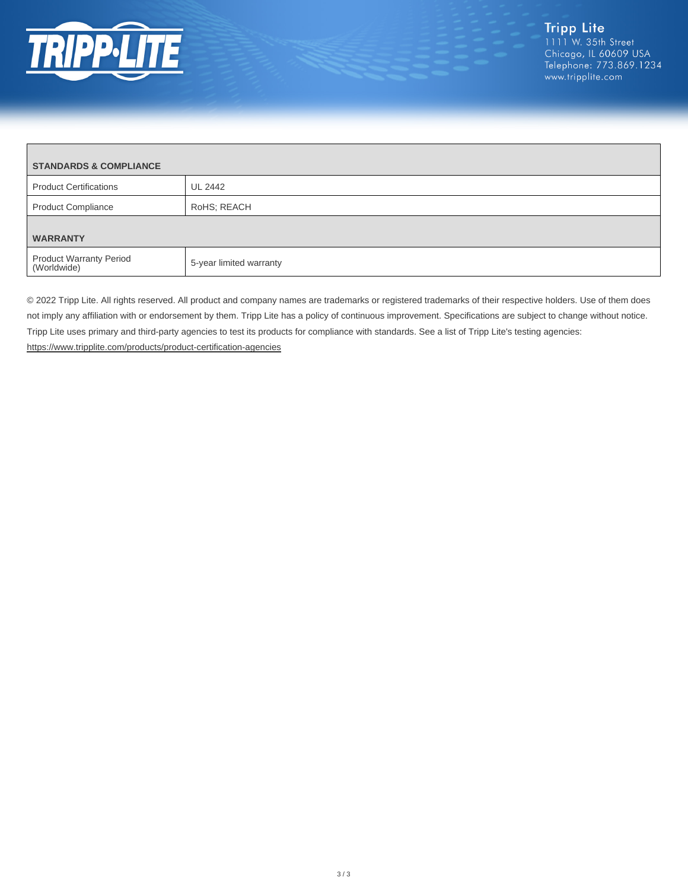| | |
|---|---|
| **STANDARDS & COMPLIANCE** | |
| Product Certifications | UL 2442 |
| Product Compliance | RoHS; REACH |
| **WARRANTY** | |
| Product Warranty Period (Worldwide) | 5-year limited warranty |

© 2022 Tripp Lite. All rights reserved. All product and company names are trademarks or registered trademarks of their respective holders. Use of them does not imply any affiliation with or endorsement by them. Tripp Lite has a policy of continuous improvement. Specifications are subject to change without notice. Tripp Lite uses primary and third-party agencies to test its products for compliance with standards. See a list of Tripp Lite's testing agencies: https://www.tripplite.com/products/product-certification-agencies